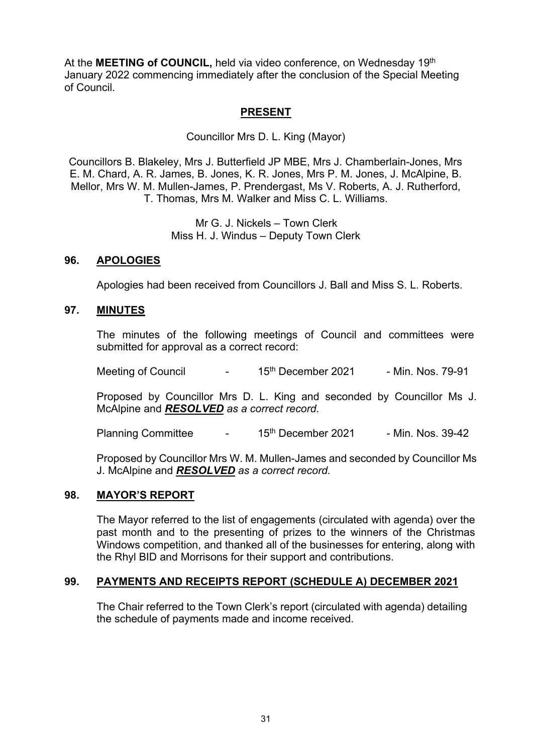At the **MEETING of COUNCIL,** held via video conference, on Wednesday 19th January 2022 commencing immediately after the conclusion of the Special Meeting of Council.

## PRESENT

Councillor Mrs D. L. King (Mayor)

Councillors B. Blakeley, Mrs J. Butterfield JP MBE, Mrs J. Chamberlain-Jones, Mrs E. M. Chard, A. R. James, B. Jones, K. R. Jones, Mrs P. M. Jones, J. McAlpine, B. Mellor, Mrs W. M. Mullen-James, P. Prendergast, Ms V. Roberts, A. J. Rutherford, T. Thomas, Mrs M. Walker and Miss C. L. Williams.

Mr G. J. Nickels – Town Clerk
Miss H. J. Windus – Deputy Town Clerk

## 96. APOLOGIES

Apologies had been received from Councillors J. Ball and Miss S. L. Roberts.

## 97. MINUTES

The minutes of the following meetings of Council and committees were submitted for approval as a correct record:

Meeting of Council - 15th December 2021 - Min. Nos. 79-91

Proposed by Councillor Mrs D. L. King and seconded by Councillor Ms J. McAlpine and ***RESOLVED*** *as a correct record.*

Planning Committee - 15th December 2021 - Min. Nos. 39-42

Proposed by Councillor Mrs W. M. Mullen-James and seconded by Councillor Ms J. McAlpine and ***RESOLVED*** *as a correct record.*

## 98. MAYOR'S REPORT

The Mayor referred to the list of engagements (circulated with agenda) over the past month and to the presenting of prizes to the winners of the Christmas Windows competition, and thanked all of the businesses for entering, along with the Rhyl BID and Morrisons for their support and contributions.

## 99. PAYMENTS AND RECEIPTS REPORT (SCHEDULE A) DECEMBER 2021

The Chair referred to the Town Clerk's report (circulated with agenda) detailing the schedule of payments made and income received.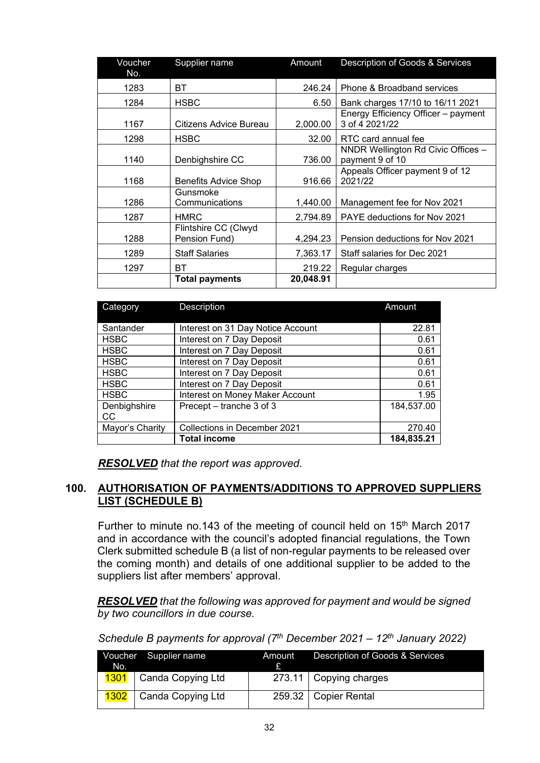| Voucher No. | Supplier name | Amount | Description of Goods & Services |
|---|---|---|---|
| 1283 | BT | 246.24 | Phone & Broadband services |
| 1284 | HSBC | 6.50 | Bank charges 17/10 to 16/11 2021 |
| 1167 | Citizens Advice Bureau | 2,000.00 | Energy Efficiency Officer – payment 3 of 4 2021/22 |
| 1298 | HSBC | 32.00 | RTC card annual fee |
| 1140 | Denbighshire CC | 736.00 | NNDR Wellington Rd Civic Offices – payment 9 of 10 |
| 1168 | Benefits Advice Shop | 916.66 | Appeals Officer payment 9 of 12 2021/22 |
| 1286 | Gunsmoke Communications | 1,440.00 | Management fee for Nov 2021 |
| 1287 | HMRC | 2,794.89 | PAYE deductions for Nov 2021 |
| 1288 | Flintshire CC (Clwyd Pension Fund) | 4,294.23 | Pension deductions for Nov 2021 |
| 1289 | Staff Salaries | 7,363.17 | Staff salaries for Dec 2021 |
| 1297 | BT | 219.22 | Regular charges |
| | **Total payments** | **20,048.91** | |

| Category | Description | Amount |
|---|---|---|
| Santander | Interest on 31 Day Notice Account | 22.81 |
| HSBC | Interest on 7 Day Deposit | 0.61 |
| HSBC | Interest on 7 Day Deposit | 0.61 |
| HSBC | Interest on 7 Day Deposit | 0.61 |
| HSBC | Interest on 7 Day Deposit | 0.61 |
| HSBC | Interest on 7 Day Deposit | 0.61 |
| HSBC | Interest on Money Maker Account | 1.95 |
| Denbighshire CC | Precept – tranche 3 of 3 | 184,537.00 |
| Mayor's Charity | Collections in December 2021 | 270.40 |
| | **Total income** | **184,835.21** |

***RESOLVED*** *that the report was approved.*

## 100. AUTHORISATION OF PAYMENTS/ADDITIONS TO APPROVED SUPPLIERS LIST (SCHEDULE B)

Further to minute no.143 of the meeting of council held on 15th March 2017 and in accordance with the council's adopted financial regulations, the Town Clerk submitted schedule B (a list of non-regular payments to be released over the coming month) and details of one additional supplier to be added to the suppliers list after members' approval.

***RESOLVED*** *that the following was approved for payment and would be signed by two councillors in due course.*

*Schedule B payments for approval (7th December 2021 – 12th January 2022)*

| Voucher No. | Supplier name | Amount £ | Description of Goods & Services |
|---|---|---|---|
| 1301 | Canda Copying Ltd | 273.11 | Copying charges |
| 1302 | Canda Copying Ltd | 259.32 | Copier Rental |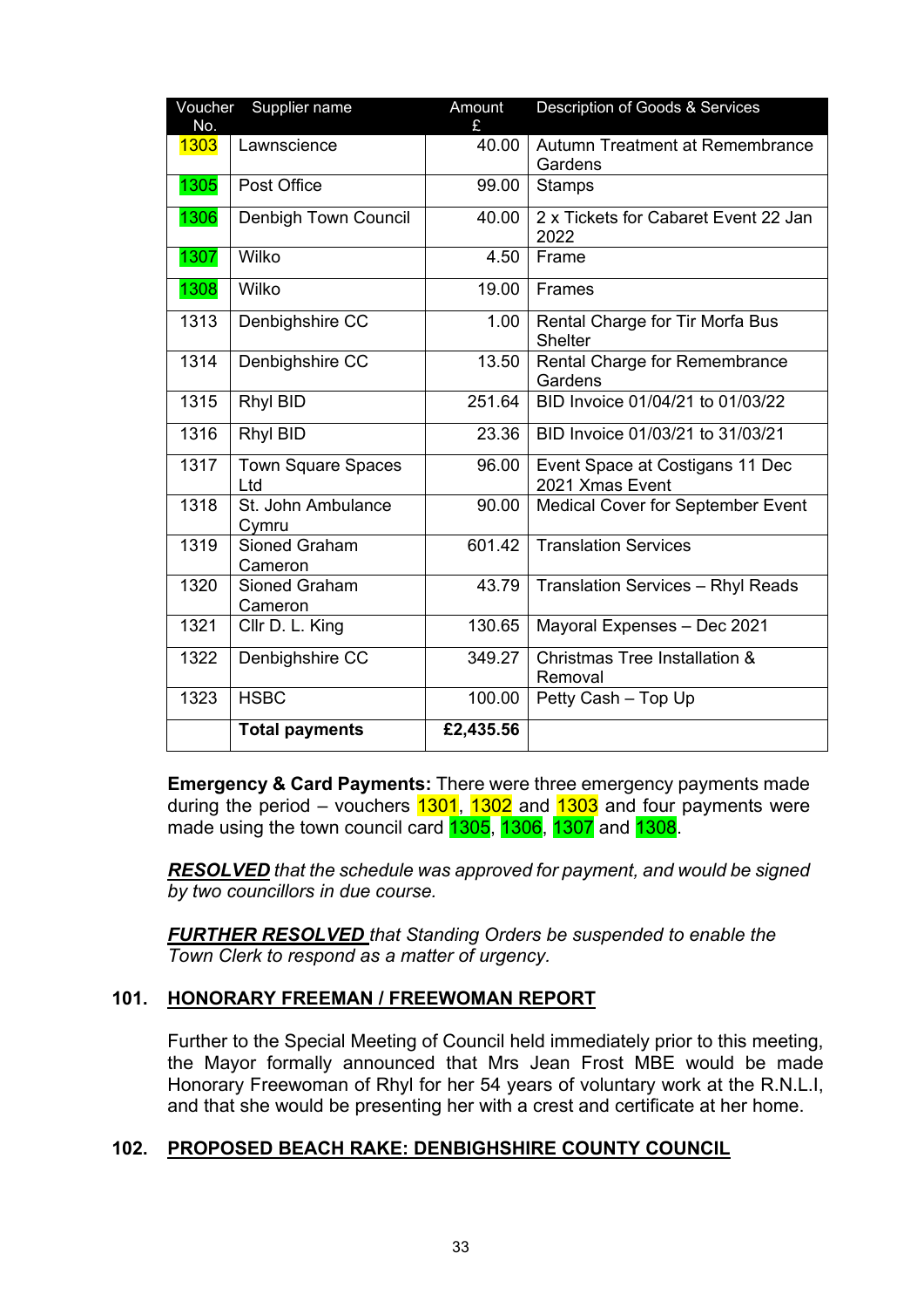| Voucher No. | Supplier name | Amount £ | Description of Goods & Services |
|---|---|---|---|
| 1303 | Lawnscience | 40.00 | Autumn Treatment at Remembrance Gardens |
| 1305 | Post Office | 99.00 | Stamps |
| 1306 | Denbigh Town Council | 40.00 | 2 x Tickets for Cabaret Event 22 Jan 2022 |
| 1307 | Wilko | 4.50 | Frame |
| 1308 | Wilko | 19.00 | Frames |
| 1313 | Denbighshire CC | 1.00 | Rental Charge for Tir Morfa Bus Shelter |
| 1314 | Denbighshire CC | 13.50 | Rental Charge for Remembrance Gardens |
| 1315 | Rhyl BID | 251.64 | BID Invoice 01/04/21 to 01/03/22 |
| 1316 | Rhyl BID | 23.36 | BID Invoice 01/03/21 to 31/03/21 |
| 1317 | Town Square Spaces Ltd | 96.00 | Event Space at Costigans 11 Dec 2021 Xmas Event |
| 1318 | St. John Ambulance Cymru | 90.00 | Medical Cover for September Event |
| 1319 | Sioned Graham Cameron | 601.42 | Translation Services |
| 1320 | Sioned Graham Cameron | 43.79 | Translation Services – Rhyl Reads |
| 1321 | Cllr D. L. King | 130.65 | Mayoral Expenses – Dec 2021 |
| 1322 | Denbighshire CC | 349.27 | Christmas Tree Installation & Removal |
| 1323 | HSBC | 100.00 | Petty Cash – Top Up |
| | **Total payments** | **£2,435.56** | |

**Emergency & Card Payments:** There were three emergency payments made during the period – vouchers 1301, 1302 and 1303 and four payments were made using the town council card 1305, 1306, 1307 and 1308.

***RESOLVED*** *that the schedule was approved for payment, and would be signed by two councillors in due course.*

***FURTHER RESOLVED*** *that Standing Orders be suspended to enable the Town Clerk to respond as a matter of urgency.*

## 101. HONORARY FREEMAN / FREEWOMAN REPORT

Further to the Special Meeting of Council held immediately prior to this meeting, the Mayor formally announced that Mrs Jean Frost MBE would be made Honorary Freewoman of Rhyl for her 54 years of voluntary work at the R.N.L.I, and that she would be presenting her with a crest and certificate at her home.

## 102. PROPOSED BEACH RAKE: DENBIGHSHIRE COUNTY COUNCIL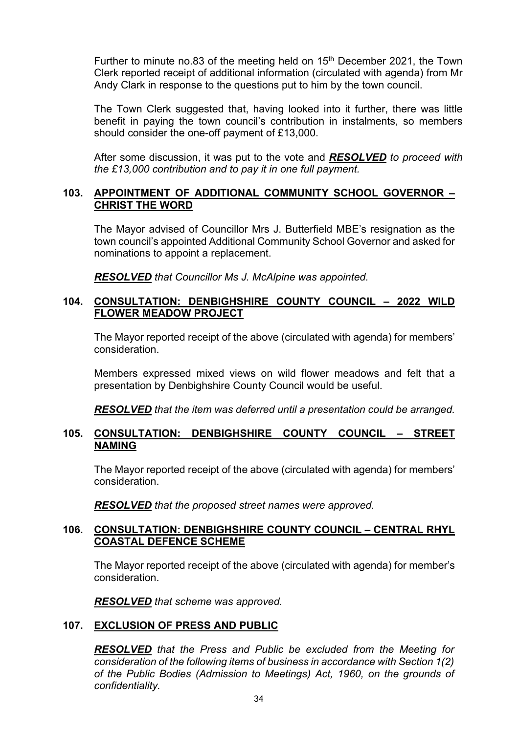Further to minute no.83 of the meeting held on 15th December 2021, the Town Clerk reported receipt of additional information (circulated with agenda) from Mr Andy Clark in response to the questions put to him by the town council.

The Town Clerk suggested that, having looked into it further, there was little benefit in paying the town council's contribution in instalments, so members should consider the one-off payment of £13,000.

After some discussion, it was put to the vote and ***RESOLVED*** *to proceed with the £13,000 contribution and to pay it in one full payment.*

## 103. APPOINTMENT OF ADDITIONAL COMMUNITY SCHOOL GOVERNOR – CHRIST THE WORD

The Mayor advised of Councillor Mrs J. Butterfield MBE's resignation as the town council's appointed Additional Community School Governor and asked for nominations to appoint a replacement.

***RESOLVED*** *that Councillor Ms J. McAlpine was appointed.*

## 104. CONSULTATION: DENBIGHSHIRE COUNTY COUNCIL – 2022 WILD FLOWER MEADOW PROJECT

The Mayor reported receipt of the above (circulated with agenda) for members' consideration.

Members expressed mixed views on wild flower meadows and felt that a presentation by Denbighshire County Council would be useful.

***RESOLVED*** *that the item was deferred until a presentation could be arranged.*

## 105. CONSULTATION: DENBIGHSHIRE COUNTY COUNCIL – STREET NAMING

The Mayor reported receipt of the above (circulated with agenda) for members' consideration.

***RESOLVED*** *that the proposed street names were approved.*

## 106. CONSULTATION: DENBIGHSHIRE COUNTY COUNCIL – CENTRAL RHYL COASTAL DEFENCE SCHEME

The Mayor reported receipt of the above (circulated with agenda) for member's consideration.

***RESOLVED*** *that scheme was approved.*

## 107. EXCLUSION OF PRESS AND PUBLIC

***RESOLVED*** *that the Press and Public be excluded from the Meeting for consideration of the following items of business in accordance with Section 1(2) of the Public Bodies (Admission to Meetings) Act, 1960, on the grounds of confidentiality.*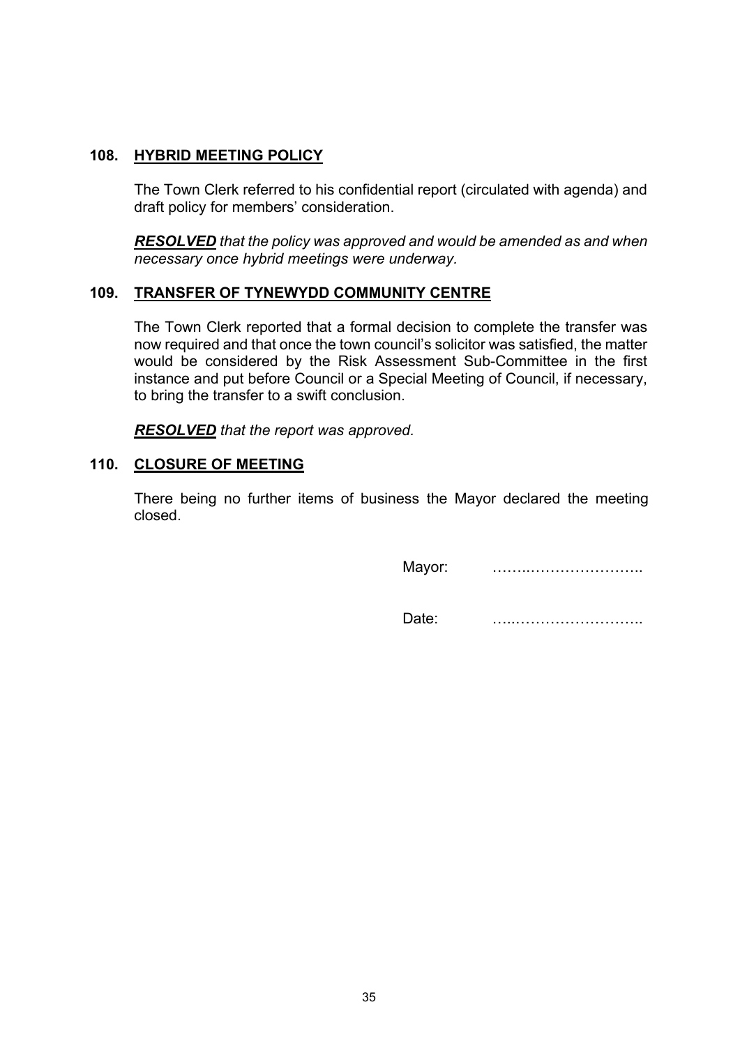## 108. HYBRID MEETING POLICY

The Town Clerk referred to his confidential report (circulated with agenda) and draft policy for members' consideration.

***RESOLVED*** *that the policy was approved and would be amended as and when necessary once hybrid meetings were underway.*

## 109. TRANSFER OF TYNEWYDD COMMUNITY CENTRE

The Town Clerk reported that a formal decision to complete the transfer was now required and that once the town council's solicitor was satisfied, the matter would be considered by the Risk Assessment Sub-Committee in the first instance and put before Council or a Special Meeting of Council, if necessary, to bring the transfer to a swift conclusion.

***RESOLVED*** *that the report was approved.*

## 110. CLOSURE OF MEETING

There being no further items of business the Mayor declared the meeting closed.

Mayor: ……..…………………..

Date: …..……………………..